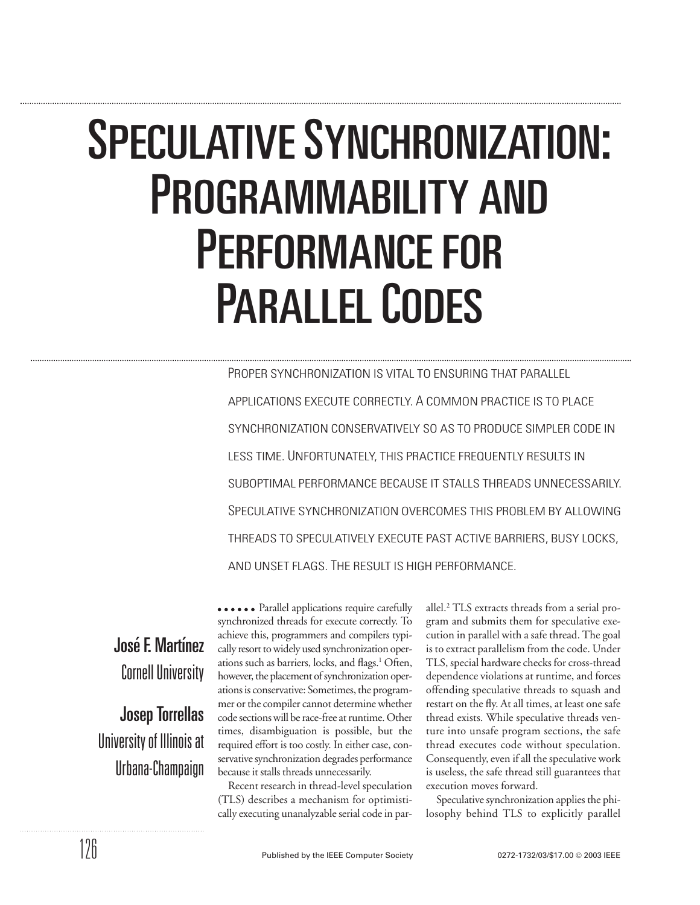# Speculative Synchronization: Programmability and Performance for Parallel Codes

Proper synchronization is vital to ensuring that parallel applications execute correctly. A common practice is to place synchronization conservatively so as to produce simpler code in less time. Unfortunately, this practice frequently results in suboptimal performance because it stalls threads unnecessarily. Speculative synchronization overcomes this problem by allowing threads to speculatively execute past active barriers, busy locks, and unset flags. The result is high performance.

**José F. Martínez**
Cornell University

**Josep Torrellas**
University of Illinois at Urbana-Champaign

Parallel applications require carefully synchronized threads for execute correctly. To achieve this, programmers and compilers typically resort to widely used synchronization operations such as barriers, locks, and flags.[1] Often, however, the placement of synchronization operations is conservative: Sometimes, the programmer or the compiler cannot determine whether code sections will be race-free at runtime. Other times, disambiguation is possible, but the required effort is too costly. In either case, conservative synchronization degrades performance because it stalls threads unnecessarily.

Recent research in thread-level speculation (TLS) describes a mechanism for optimistically executing unanalyzable serial code in parallel.[2] TLS extracts threads from a serial program and submits them for speculative execution in parallel with a safe thread. The goal is to extract parallelism from the code. Under TLS, special hardware checks for cross-thread dependence violations at runtime, and forces offending speculative threads to squash and restart on the fly. At all times, at least one safe thread exists. While speculative threads venture into unsafe program sections, the safe thread executes code without speculation. Consequently, even if all the speculative work is useless, the safe thread still guarantees that execution moves forward.

Speculative synchronization applies the philosophy behind TLS to explicitly parallel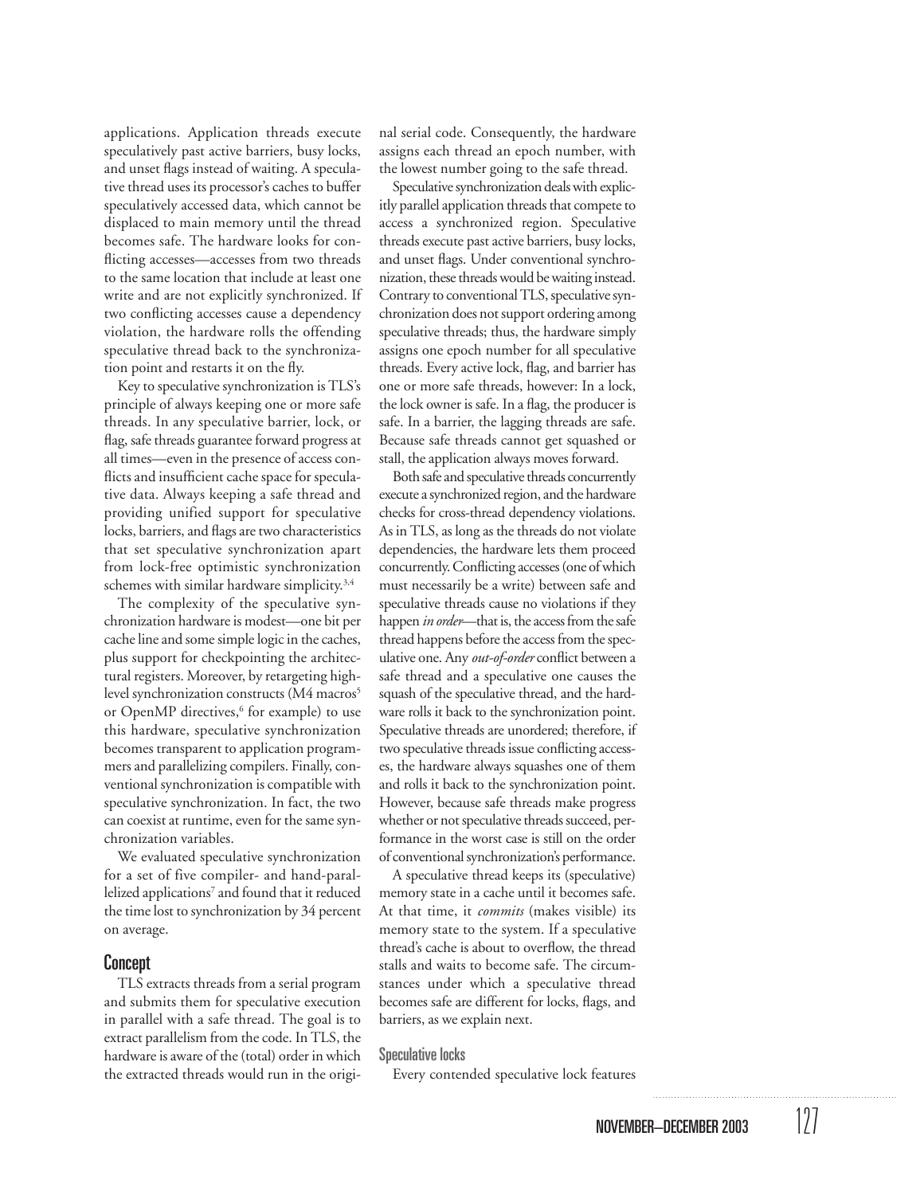applications. Application threads execute speculatively past active barriers, busy locks, and unset flags instead of waiting. A speculative thread uses its processor's caches to buffer speculatively accessed data, which cannot be displaced to main memory until the thread becomes safe. The hardware looks for conflicting accesses—accesses from two threads to the same location that include at least one write and are not explicitly synchronized. If two conflicting accesses cause a dependency violation, the hardware rolls the offending speculative thread back to the synchronization point and restarts it on the fly.

Key to speculative synchronization is TLS's principle of always keeping one or more safe threads. In any speculative barrier, lock, or flag, safe threads guarantee forward progress at all times—even in the presence of access conflicts and insufficient cache space for speculative data. Always keeping a safe thread and providing unified support for speculative locks, barriers, and flags are two characteristics that set speculative synchronization apart from lock-free optimistic synchronization schemes with similar hardware simplicity.[3,4]

The complexity of the speculative synchronization hardware is modest—one bit per cache line and some simple logic in the caches, plus support for checkpointing the architectural registers. Moreover, by retargeting high-level synchronization constructs (M4 macros[5] or OpenMP directives,[6] for example) to use this hardware, speculative synchronization becomes transparent to application programmers and parallelizing compilers. Finally, conventional synchronization is compatible with speculative synchronization. In fact, the two can coexist at runtime, even for the same synchronization variables.

We evaluated speculative synchronization for a set of five compiler- and hand-parallelized applications[7] and found that it reduced the time lost to synchronization by 34 percent on average.

## Concept

TLS extracts threads from a serial program and submits them for speculative execution in parallel with a safe thread. The goal is to extract parallelism from the code. In TLS, the hardware is aware of the (total) order in which the extracted threads would run in the original serial code. Consequently, the hardware assigns each thread an epoch number, with the lowest number going to the safe thread.

Speculative synchronization deals with explicitly parallel application threads that compete to access a synchronized region. Speculative threads execute past active barriers, busy locks, and unset flags. Under conventional synchronization, these threads would be waiting instead. Contrary to conventional TLS, speculative synchronization does not support ordering among speculative threads; thus, the hardware simply assigns one epoch number for all speculative threads. Every active lock, flag, and barrier has one or more safe threads, however: In a lock, the lock owner is safe. In a flag, the producer is safe. In a barrier, the lagging threads are safe. Because safe threads cannot get squashed or stall, the application always moves forward.

Both safe and speculative threads concurrently execute a synchronized region, and the hardware checks for cross-thread dependency violations. As in TLS, as long as the threads do not violate dependencies, the hardware lets them proceed concurrently. Conflicting accesses (one of which must necessarily be a write) between safe and speculative threads cause no violations if they happen *in order*—that is, the access from the safe thread happens before the access from the speculative one. Any *out-of-order* conflict between a safe thread and a speculative one causes the squash of the speculative thread, and the hardware rolls it back to the synchronization point. Speculative threads are unordered; therefore, if two speculative threads issue conflicting accesses, the hardware always squashes one of them and rolls it back to the synchronization point. However, because safe threads make progress whether or not speculative threads succeed, performance in the worst case is still on the order of conventional synchronization's performance.

A speculative thread keeps its (speculative) memory state in a cache until it becomes safe. At that time, it *commits* (makes visible) its memory state to the system. If a speculative thread's cache is about to overflow, the thread stalls and waits to become safe. The circumstances under which a speculative thread becomes safe are different for locks, flags, and barriers, as we explain next.

### Speculative locks

Every contended speculative lock features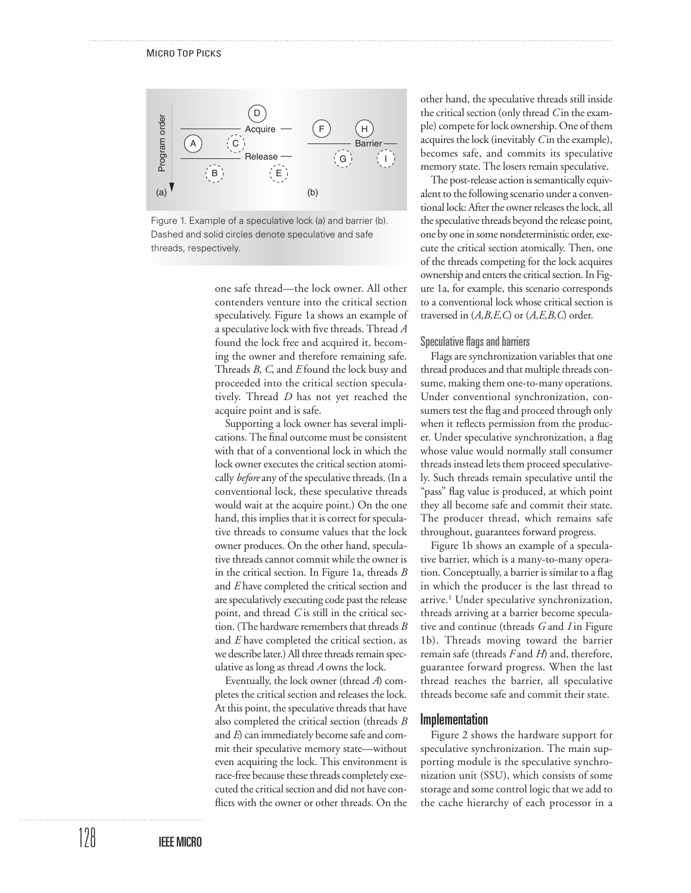Figure 1. Example of a speculative lock (a) and barrier (b). Dashed and solid circles denote speculative and safe threads, respectively.

one safe thread—the lock owner. All other contenders venture into the critical section speculatively. Figure 1a shows an example of a speculative lock with five threads. Thread *A* found the lock free and acquired it, becoming the owner and therefore remaining safe. Threads *B*, *C*, and *E* found the lock busy and proceeded into the critical section speculatively. Thread *D* has not yet reached the acquire point and is safe.

Supporting a lock owner has several implications. The final outcome must be consistent with that of a conventional lock in which the lock owner executes the critical section atomically *before* any of the speculative threads. (In a conventional lock, these speculative threads would wait at the acquire point.) On the one hand, this implies that it is correct for speculative threads to consume values that the lock owner produces. On the other hand, speculative threads cannot commit while the owner is in the critical section. In Figure 1a, threads *B* and *E* have completed the critical section and are speculatively executing code past the release point, and thread *C* is still in the critical section. (The hardware remembers that threads *B* and *E* have completed the critical section, as we describe later.) All three threads remain speculative as long as thread *A* owns the lock.

Eventually, the lock owner (thread *A*) completes the critical section and releases the lock. At this point, the speculative threads that have also completed the critical section (threads *B* and *E*) can immediately become safe and commit their speculative memory state—without even acquiring the lock. This environment is race-free because these threads completely executed the critical section and did not have conflicts with the owner or other threads. On the other hand, the speculative threads still inside the critical section (only thread *C* in the example) compete for lock ownership. One of them acquires the lock (inevitably *C* in the example), becomes safe, and commits its speculative memory state. The losers remain speculative.

The post-release action is semantically equivalent to the following scenario under a conventional lock: After the owner releases the lock, all the speculative threads beyond the release point, one by one in some nondeterministic order, execute the critical section atomically. Then, one of the threads competing for the lock acquires ownership and enters the critical section. In Figure 1a, for example, this scenario corresponds to a conventional lock whose critical section is traversed in (*A,B,E,C*) or (*A,E,B,C*) order.

### Speculative flags and barriers

Flags are synchronization variables that one thread produces and that multiple threads consume, making them one-to-many operations. Under conventional synchronization, consumers test the flag and proceed through only when it reflects permission from the producer. Under speculative synchronization, a flag whose value would normally stall consumer threads instead lets them proceed speculatively. Such threads remain speculative until the "pass" flag value is produced, at which point they all become safe and commit their state. The producer thread, which remains safe throughout, guarantees forward progress.

Figure 1b shows an example of a speculative barrier, which is a many-to-many operation. Conceptually, a barrier is similar to a flag in which the producer is the last thread to arrive.[1] Under speculative synchronization, threads arriving at a barrier become speculative and continue (threads *G* and *I* in Figure 1b). Threads moving toward the barrier remain safe (threads *F* and *H*) and, therefore, guarantee forward progress. When the last thread reaches the barrier, all speculative threads become safe and commit their state.

## Implementation

Figure 2 shows the hardware support for speculative synchronization. The main supporting module is the speculative synchronization unit (SSU), which consists of some storage and some control logic that we add to the cache hierarchy of each processor in a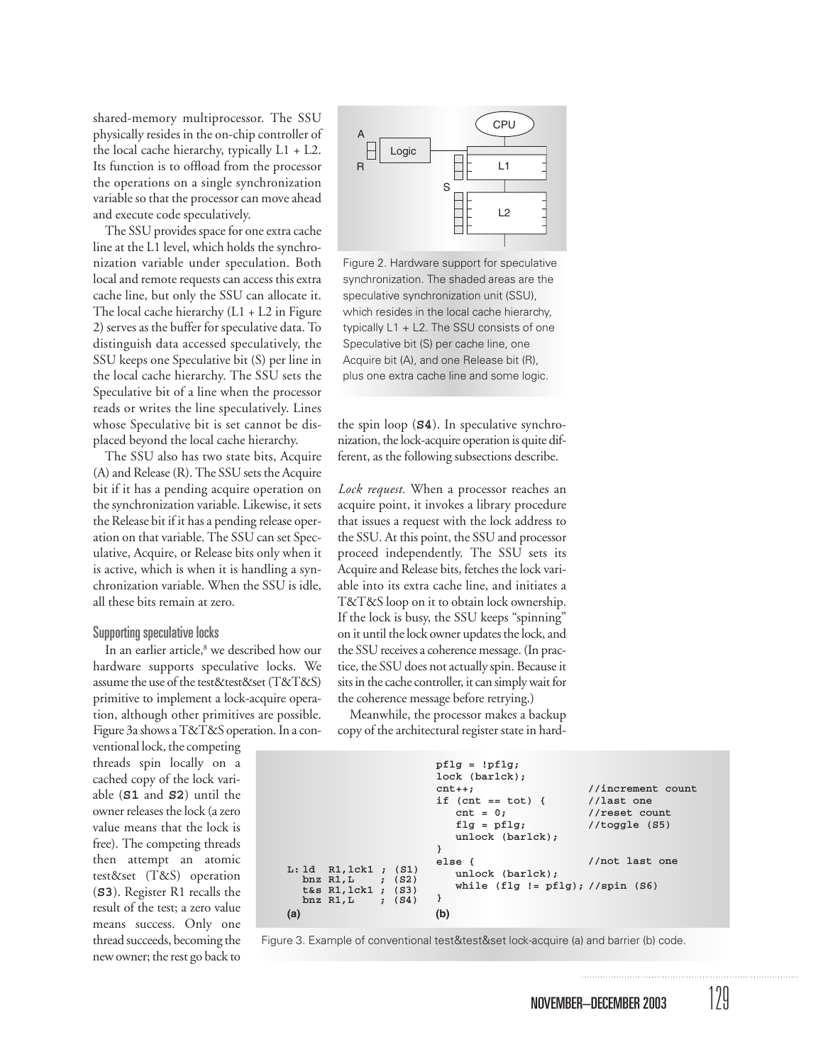shared-memory multiprocessor. The SSU physically resides in the on-chip controller of the local cache hierarchy, typically L1 + L2. Its function is to offload from the processor the operations on a single synchronization variable so that the processor can move ahead and execute code speculatively.

The SSU provides space for one extra cache line at the L1 level, which holds the synchronization variable under speculation. Both local and remote requests can access this extra cache line, but only the SSU can allocate it. The local cache hierarchy (L1 + L2 in Figure 2) serves as the buffer for speculative data. To distinguish data accessed speculatively, the SSU keeps one Speculative bit (S) per line in the local cache hierarchy. The SSU sets the Speculative bit of a line when the processor reads or writes the line speculatively. Lines whose Speculative bit is set cannot be displaced beyond the local cache hierarchy.

The SSU also has two state bits, Acquire (A) and Release (R). The SSU sets the Acquire bit if it has a pending acquire operation on the synchronization variable. Likewise, it sets the Release bit if it has a pending release operation on that variable. The SSU can set Speculative, Acquire, or Release bits only when it is active, which is when it is handling a synchronization variable. When the SSU is idle, all these bits remain at zero.

Figure 2. Hardware support for speculative synchronization. The shaded areas are the speculative synchronization unit (SSU), which resides in the local cache hierarchy, typically L1 + L2. The SSU consists of one Speculative bit (S) per cache line, one Acquire bit (A), and one Release bit (R), plus one extra cache line and some logic.

### Supporting speculative locks

In an earlier article,[8] we described how our hardware supports speculative locks. We assume the use of the test&test&set (T&T&S) primitive to implement a lock-acquire operation, although other primitives are possible. Figure 3a shows a T&T&S operation. In a conventional lock, the competing threads spin locally on a cached copy of the lock variable (**S1** and **S2**) until the owner releases the lock (a zero value means that the lock is free). The competing threads then attempt an atomic test&set (T&S) operation (**S3**). Register R1 recalls the result of the test; a zero value means success. Only one thread succeeds, becoming the new owner; the rest go back to the spin loop (**S4**). In speculative synchronization, the lock-acquire operation is quite different, as the following subsections describe.

*Lock request.* When a processor reaches an acquire point, it invokes a library procedure that issues a request with the lock address to the SSU. At this point, the SSU and processor proceed independently. The SSU sets its Acquire and Release bits, fetches the lock variable into its extra cache line, and initiates a T&T&S loop on it to obtain lock ownership. If the lock is busy, the SSU keeps "spinning" on it until the lock owner updates the lock, and the SSU receives a coherence message. (In practice, the SSU does not actually spin. Because it sits in the cache controller, it can simply wait for the coherence message before retrying.)

Meanwhile, the processor makes a backup copy of the architectural register state in hard-

```
L: ld  R1,lck1 ; (S1)
   bnz R1,L    ; (S2)
   t&s R1,lck1 ; (S3)
   bnz R1,L    ; (S4)
```
(a)

```
pflg = !pflg;
lock (barlck);
cnt++;                     //increment count
if (cnt == tot) {          //last one
   cnt = 0;                //reset count
   flg = pflg;             //toggle (S5)
   unlock (barlck);
}
else {                     //not last one
   unlock (barlck);
   while (flg != pflg); //spin (S6)
}
```
(b)

Figure 3. Example of conventional test&test&set lock-acquire (a) and barrier (b) code.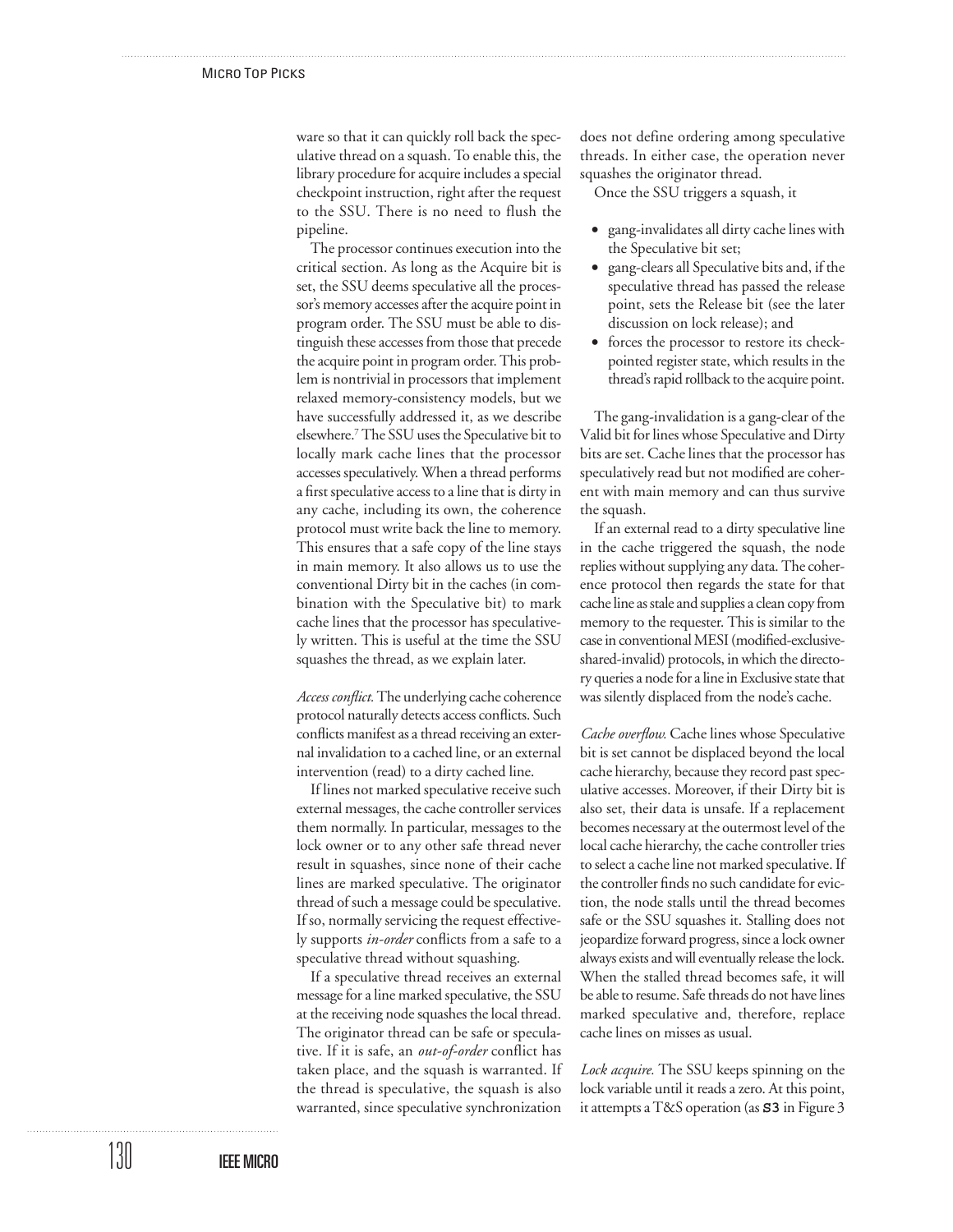ware so that it can quickly roll back the speculative thread on a squash. To enable this, the library procedure for acquire includes a special checkpoint instruction, right after the request to the SSU. There is no need to flush the pipeline.

The processor continues execution into the critical section. As long as the Acquire bit is set, the SSU deems speculative all the processor's memory accesses after the acquire point in program order. The SSU must be able to distinguish these accesses from those that precede the acquire point in program order. This problem is nontrivial in processors that implement relaxed memory-consistency models, but we have successfully addressed it, as we describe elsewhere.[7] The SSU uses the Speculative bit to locally mark cache lines that the processor accesses speculatively. When a thread performs a first speculative access to a line that is dirty in any cache, including its own, the coherence protocol must write back the line to memory. This ensures that a safe copy of the line stays in main memory. It also allows us to use the conventional Dirty bit in the caches (in combination with the Speculative bit) to mark cache lines that the processor has speculatively written. This is useful at the time the SSU squashes the thread, as we explain later.

*Access conflict.* The underlying cache coherence protocol naturally detects access conflicts. Such conflicts manifest as a thread receiving an external invalidation to a cached line, or an external intervention (read) to a dirty cached line.

If lines not marked speculative receive such external messages, the cache controller services them normally. In particular, messages to the lock owner or to any other safe thread never result in squashes, since none of their cache lines are marked speculative. The originator thread of such a message could be speculative. If so, normally servicing the request effectively supports *in-order* conflicts from a safe to a speculative thread without squashing.

If a speculative thread receives an external message for a line marked speculative, the SSU at the receiving node squashes the local thread. The originator thread can be safe or speculative. If it is safe, an *out-of-order* conflict has taken place, and the squash is warranted. If the thread is speculative, the squash is also warranted, since speculative synchronization does not define ordering among speculative threads. In either case, the operation never squashes the originator thread.

Once the SSU triggers a squash, it

- gang-invalidates all dirty cache lines with the Speculative bit set;
- gang-clears all Speculative bits and, if the speculative thread has passed the release point, sets the Release bit (see the later discussion on lock release); and
- forces the processor to restore its checkpointed register state, which results in the thread's rapid rollback to the acquire point.

The gang-invalidation is a gang-clear of the Valid bit for lines whose Speculative and Dirty bits are set. Cache lines that the processor has speculatively read but not modified are coherent with main memory and can thus survive the squash.

If an external read to a dirty speculative line in the cache triggered the squash, the node replies without supplying any data. The coherence protocol then regards the state for that cache line as stale and supplies a clean copy from memory to the requester. This is similar to the case in conventional MESI (modified-exclusive-shared-invalid) protocols, in which the directory queries a node for a line in Exclusive state that was silently displaced from the node's cache.

*Cache overflow.* Cache lines whose Speculative bit is set cannot be displaced beyond the local cache hierarchy, because they record past speculative accesses. Moreover, if their Dirty bit is also set, their data is unsafe. If a replacement becomes necessary at the outermost level of the local cache hierarchy, the cache controller tries to select a cache line not marked speculative. If the controller finds no such candidate for eviction, the node stalls until the thread becomes safe or the SSU squashes it. Stalling does not jeopardize forward progress, since a lock owner always exists and will eventually release the lock. When the stalled thread becomes safe, it will be able to resume. Safe threads do not have lines marked speculative and, therefore, replace cache lines on misses as usual.

*Lock acquire.* The SSU keeps spinning on the lock variable until it reads a zero. At this point, it attempts a T&S operation (as **S3** in Figure 3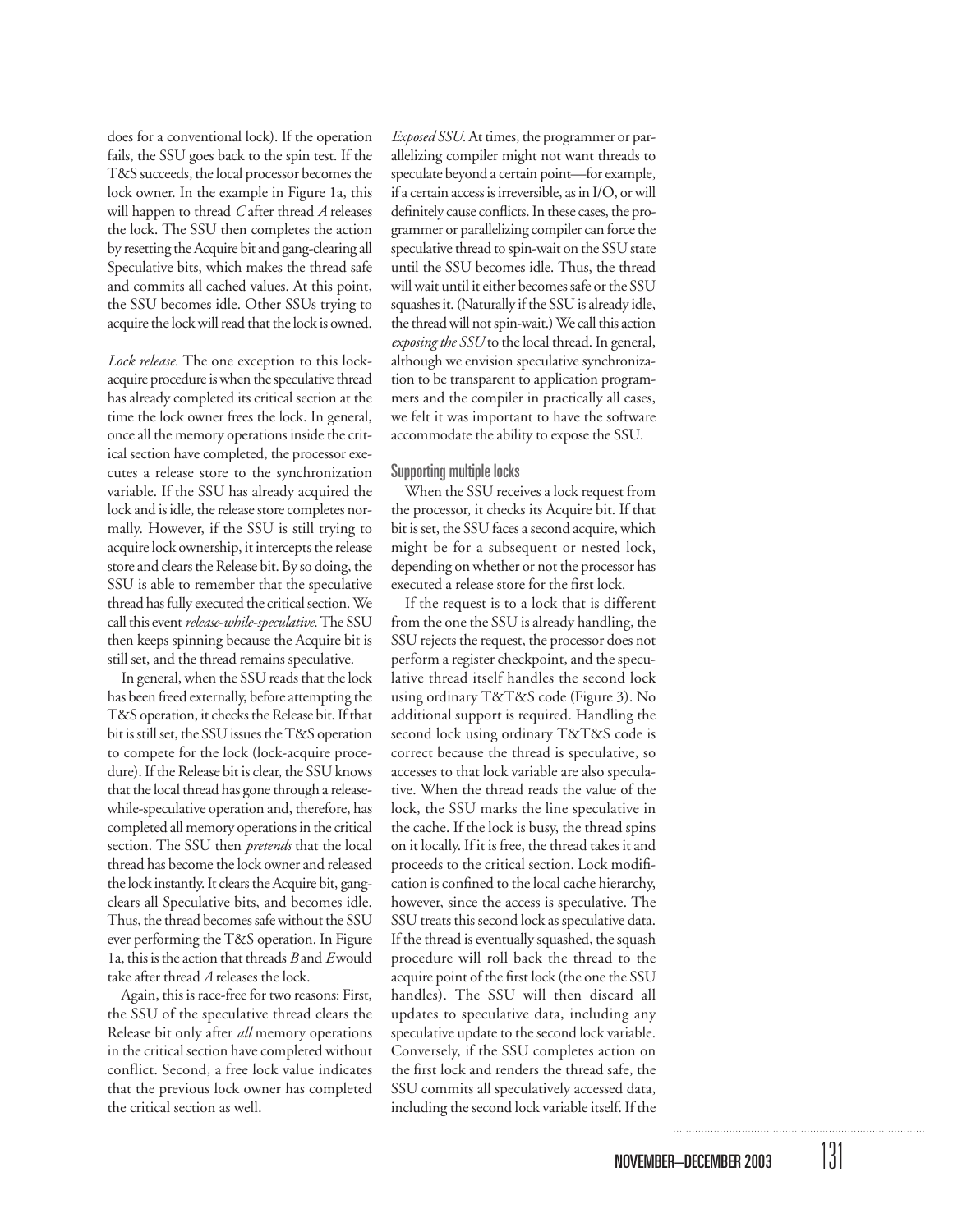does for a conventional lock). If the operation fails, the SSU goes back to the spin test. If the T&S succeeds, the local processor becomes the lock owner. In the example in Figure 1a, this will happen to thread *C* after thread *A* releases the lock. The SSU then completes the action by resetting the Acquire bit and gang-clearing all Speculative bits, which makes the thread safe and commits all cached values. At this point, the SSU becomes idle. Other SSUs trying to acquire the lock will read that the lock is owned.

*Lock release.* The one exception to this lock-acquire procedure is when the speculative thread has already completed its critical section at the time the lock owner frees the lock. In general, once all the memory operations inside the critical section have completed, the processor executes a release store to the synchronization variable. If the SSU has already acquired the lock and is idle, the release store completes normally. However, if the SSU is still trying to acquire lock ownership, it intercepts the release store and clears the Release bit. By so doing, the SSU is able to remember that the speculative thread has fully executed the critical section. We call this event *release-while-speculative*. The SSU then keeps spinning because the Acquire bit is still set, and the thread remains speculative.

In general, when the SSU reads that the lock has been freed externally, before attempting the T&S operation, it checks the Release bit. If that bit is still set, the SSU issues the T&S operation to compete for the lock (lock-acquire procedure). If the Release bit is clear, the SSU knows that the local thread has gone through a release-while-speculative operation and, therefore, has completed all memory operations in the critical section. The SSU then *pretends* that the local thread has become the lock owner and released the lock instantly. It clears the Acquire bit, gang-clears all Speculative bits, and becomes idle. Thus, the thread becomes safe without the SSU ever performing the T&S operation. In Figure 1a, this is the action that threads *B* and *E* would take after thread *A* releases the lock.

Again, this is race-free for two reasons: First, the SSU of the speculative thread clears the Release bit only after *all* memory operations in the critical section have completed without conflict. Second, a free lock value indicates that the previous lock owner has completed the critical section as well.

*Exposed SSU.* At times, the programmer or parallelizing compiler might not want threads to speculate beyond a certain point—for example, if a certain access is irreversible, as in I/O, or will definitely cause conflicts. In these cases, the programmer or parallelizing compiler can force the speculative thread to spin-wait on the SSU state until the SSU becomes idle. Thus, the thread will wait until it either becomes safe or the SSU squashes it. (Naturally if the SSU is already idle, the thread will not spin-wait.) We call this action *exposing the SSU* to the local thread. In general, although we envision speculative synchronization to be transparent to application programmers and the compiler in practically all cases, we felt it was important to have the software accommodate the ability to expose the SSU.

### Supporting multiple locks

When the SSU receives a lock request from the processor, it checks its Acquire bit. If that bit is set, the SSU faces a second acquire, which might be for a subsequent or nested lock, depending on whether or not the processor has executed a release store for the first lock.

If the request is to a lock that is different from the one the SSU is already handling, the SSU rejects the request, the processor does not perform a register checkpoint, and the speculative thread itself handles the second lock using ordinary T&T&S code (Figure 3). No additional support is required. Handling the second lock using ordinary T&T&S code is correct because the thread is speculative, so accesses to that lock variable are also speculative. When the thread reads the value of the lock, the SSU marks the line speculative in the cache. If the lock is busy, the thread spins on it locally. If it is free, the thread takes it and proceeds to the critical section. Lock modification is confined to the local cache hierarchy, however, since the access is speculative. The SSU treats this second lock as speculative data. If the thread is eventually squashed, the squash procedure will roll back the thread to the acquire point of the first lock (the one the SSU handles). The SSU will then discard all updates to speculative data, including any speculative update to the second lock variable. Conversely, if the SSU completes action on the first lock and renders the thread safe, the SSU commits all speculatively accessed data, including the second lock variable itself. If the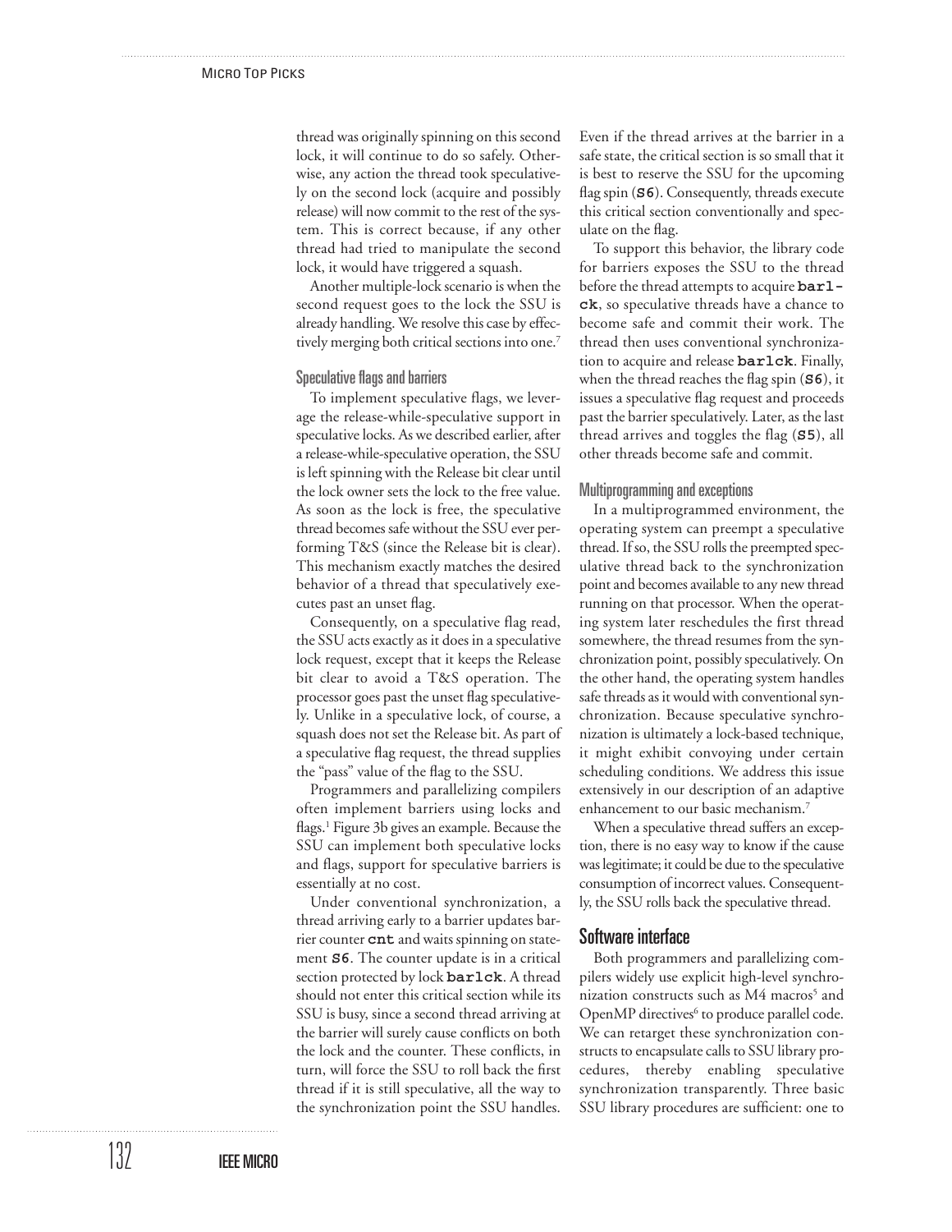thread was originally spinning on this second lock, it will continue to do so safely. Otherwise, any action the thread took speculatively on the second lock (acquire and possibly release) will now commit to the rest of the system. This is correct because, if any other thread had tried to manipulate the second lock, it would have triggered a squash.

Another multiple-lock scenario is when the second request goes to the lock the SSU is already handling. We resolve this case by effectively merging both critical sections into one.[7]

### Speculative flags and barriers

To implement speculative flags, we leverage the release-while-speculative support in speculative locks. As we described earlier, after a release-while-speculative operation, the SSU is left spinning with the Release bit clear until the lock owner sets the lock to the free value. As soon as the lock is free, the speculative thread becomes safe without the SSU ever performing T&S (since the Release bit is clear). This mechanism exactly matches the desired behavior of a thread that speculatively executes past an unset flag.

Consequently, on a speculative flag read, the SSU acts exactly as it does in a speculative lock request, except that it keeps the Release bit clear to avoid a T&S operation. The processor goes past the unset flag speculatively. Unlike in a speculative lock, of course, a squash does not set the Release bit. As part of a speculative flag request, the thread supplies the "pass" value of the flag to the SSU.

Programmers and parallelizing compilers often implement barriers using locks and flags.[1] Figure 3b gives an example. Because the SSU can implement both speculative locks and flags, support for speculative barriers is essentially at no cost.

Under conventional synchronization, a thread arriving early to a barrier updates barrier counter **`cnt`** and waits spinning on statement **`S6`**. The counter update is in a critical section protected by lock **`barlck`**. A thread should not enter this critical section while its SSU is busy, since a second thread arriving at the barrier will surely cause conflicts on both the lock and the counter. These conflicts, in turn, will force the SSU to roll back the first thread if it is still speculative, all the way to the synchronization point the SSU handles. Even if the thread arrives at the barrier in a safe state, the critical section is so small that it is best to reserve the SSU for the upcoming flag spin (**`S6`**). Consequently, threads execute this critical section conventionally and speculate on the flag.

To support this behavior, the library code for barriers exposes the SSU to the thread before the thread attempts to acquire **`barlck`**, so speculative threads have a chance to become safe and commit their work. The thread then uses conventional synchronization to acquire and release **`barlck`**. Finally, when the thread reaches the flag spin (**`S6`**), it issues a speculative flag request and proceeds past the barrier speculatively. Later, as the last thread arrives and toggles the flag (**`S5`**), all other threads become safe and commit.

### Multiprogramming and exceptions

In a multiprogrammed environment, the operating system can preempt a speculative thread. If so, the SSU rolls the preempted speculative thread back to the synchronization point and becomes available to any new thread running on that processor. When the operating system later reschedules the first thread somewhere, the thread resumes from the synchronization point, possibly speculatively. On the other hand, the operating system handles safe threads as it would with conventional synchronization. Because speculative synchronization is ultimately a lock-based technique, it might exhibit convoying under certain scheduling conditions. We address this issue extensively in our description of an adaptive enhancement to our basic mechanism.[7]

When a speculative thread suffers an exception, there is no easy way to know if the cause was legitimate; it could be due to the speculative consumption of incorrect values. Consequently, the SSU rolls back the speculative thread.

## Software interface

Both programmers and parallelizing compilers widely use explicit high-level synchronization constructs such as M4 macros[5] and OpenMP directives[6] to produce parallel code. We can retarget these synchronization constructs to encapsulate calls to SSU library procedures, thereby enabling speculative synchronization transparently. Three basic SSU library procedures are sufficient: one to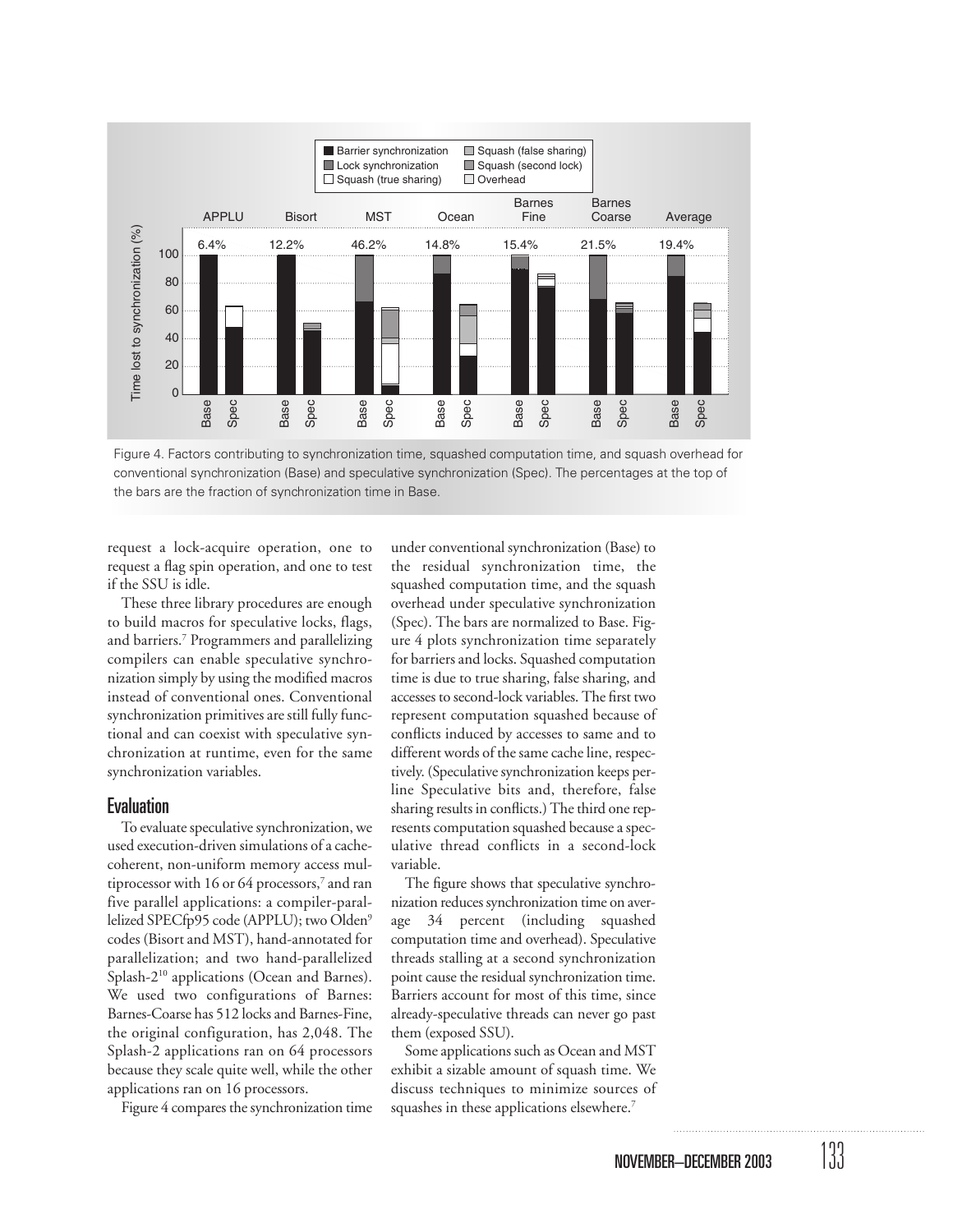Figure 4. Factors contributing to synchronization time, squashed computation time, and squash overhead for conventional synchronization (Base) and speculative synchronization (Spec). The percentages at the top of the bars are the fraction of synchronization time in Base.

request a lock-acquire operation, one to request a flag spin operation, and one to test if the SSU is idle.

These three library procedures are enough to build macros for speculative locks, flags, and barriers.[7] Programmers and parallelizing compilers can enable speculative synchronization simply by using the modified macros instead of conventional ones. Conventional synchronization primitives are still fully functional and can coexist with speculative synchronization at runtime, even for the same synchronization variables.

## Evaluation

To evaluate speculative synchronization, we used execution-driven simulations of a cache-coherent, non-uniform memory access multiprocessor with 16 or 64 processors,[7] and ran five parallel applications: a compiler-parallelized SPECfp95 code (APPLU); two Olden[9] codes (Bisort and MST), hand-annotated for parallelization; and two hand-parallelized Splash-2[10] applications (Ocean and Barnes). We used two configurations of Barnes: Barnes-Coarse has 512 locks and Barnes-Fine, the original configuration, has 2,048. The Splash-2 applications ran on 64 processors because they scale quite well, while the other applications ran on 16 processors.

Figure 4 compares the synchronization time under conventional synchronization (Base) to the residual synchronization time, the squashed computation time, and the squash overhead under speculative synchronization (Spec). The bars are normalized to Base. Figure 4 plots synchronization time separately for barriers and locks. Squashed computation time is due to true sharing, false sharing, and accesses to second-lock variables. The first two represent computation squashed because of conflicts induced by accesses to same and to different words of the same cache line, respectively. (Speculative synchronization keeps per-line Speculative bits and, therefore, false sharing results in conflicts.) The third one represents computation squashed because a speculative thread conflicts in a second-lock variable.

The figure shows that speculative synchronization reduces synchronization time on average 34 percent (including squashed computation time and overhead). Speculative threads stalling at a second synchronization point cause the residual synchronization time. Barriers account for most of this time, since already-speculative threads can never go past them (exposed SSU).

Some applications such as Ocean and MST exhibit a sizable amount of squash time. We discuss techniques to minimize sources of squashes in these applications elsewhere.[7]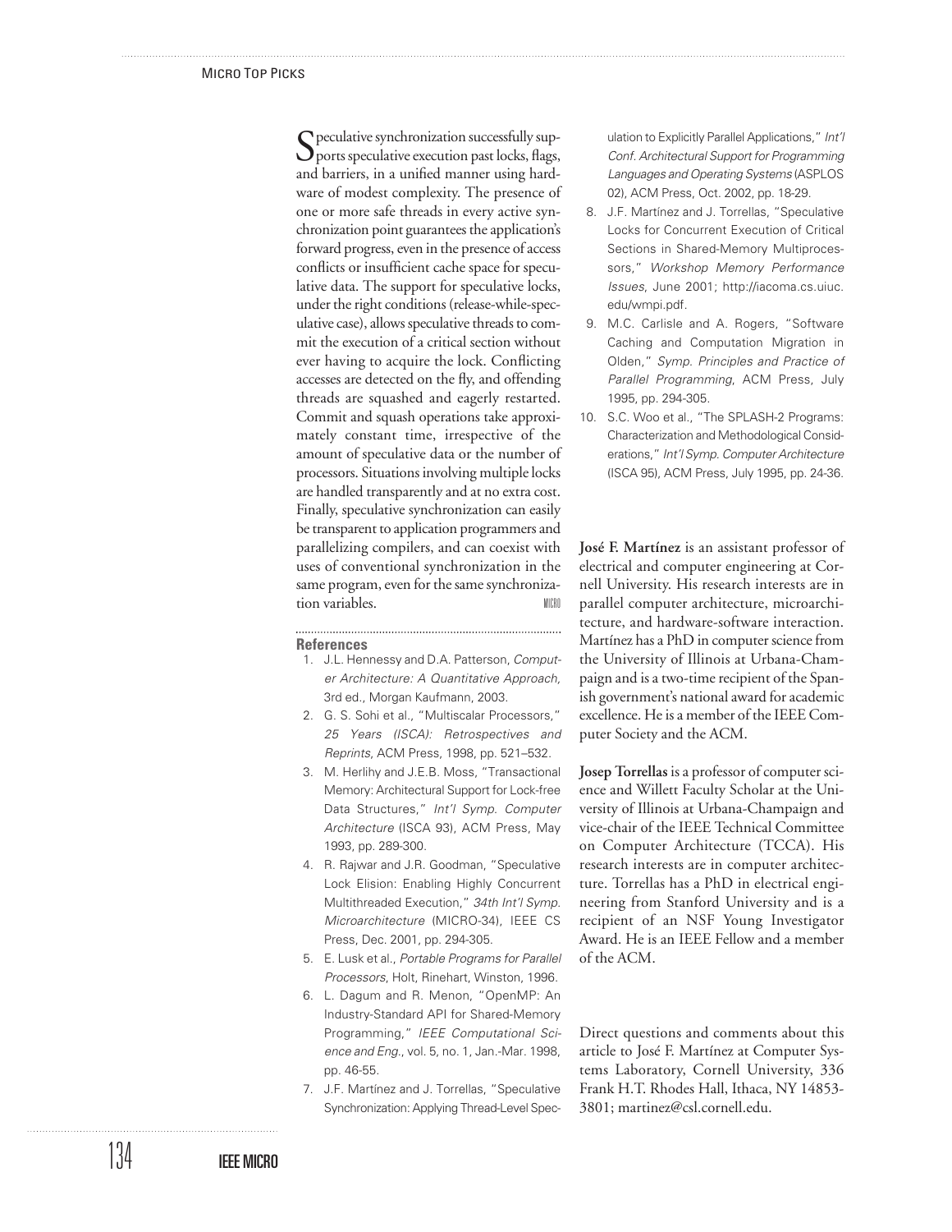Speculative synchronization successfully supports speculative execution past locks, flags, and barriers, in a unified manner using hardware of modest complexity. The presence of one or more safe threads in every active synchronization point guarantees the application's forward progress, even in the presence of access conflicts or insufficient cache space for speculative data. The support for speculative locks, under the right conditions (release-while-speculative case), allows speculative threads to commit the execution of a critical section without ever having to acquire the lock. Conflicting accesses are detected on the fly, and offending threads are squashed and eagerly restarted. Commit and squash operations take approximately constant time, irrespective of the amount of speculative data or the number of processors. Situations involving multiple locks are handled transparently and at no extra cost. Finally, speculative synchronization can easily be transparent to application programmers and parallelizing compilers, and can coexist with uses of conventional synchronization in the same program, even for the same synchronization variables. MICRO

### References

1. J.L. Hennessy and D.A. Patterson, *Computer Architecture: A Quantitative Approach,* 3rd ed., Morgan Kaufmann, 2003.
2. G. S. Sohi et al., "Multiscalar Processors," *25 Years (ISCA): Retrospectives and Reprints*, ACM Press, 1998, pp. 521–532.
3. M. Herlihy and J.E.B. Moss, "Transactional Memory: Architectural Support for Lock-free Data Structures," *Int'l Symp. Computer Architecture* (ISCA 93), ACM Press, May 1993, pp. 289-300.
4. R. Rajwar and J.R. Goodman, "Speculative Lock Elision: Enabling Highly Concurrent Multithreaded Execution," *34th Int'l Symp. Microarchitecture* (MICRO-34), IEEE CS Press, Dec. 2001, pp. 294-305.
5. E. Lusk et al., *Portable Programs for Parallel Processors*, Holt, Rinehart, Winston, 1996.
6. L. Dagum and R. Menon, "OpenMP: An Industry-Standard API for Shared-Memory Programming," *IEEE Computational Science and Eng.*, vol. 5, no. 1, Jan.-Mar. 1998, pp. 46-55.
7. J.F. Martínez and J. Torrellas, "Speculative Synchronization: Applying Thread-Level Speculation to Explicitly Parallel Applications," *Int'l Conf. Architectural Support for Programming Languages and Operating Systems* (ASPLOS 02), ACM Press, Oct. 2002, pp. 18-29.
8. J.F. Martínez and J. Torrellas, "Speculative Locks for Concurrent Execution of Critical Sections in Shared-Memory Multiprocessors," *Workshop Memory Performance Issues*, June 2001; http://iacoma.cs.uiuc.edu/wmpi.pdf.
9. M.C. Carlisle and A. Rogers, "Software Caching and Computation Migration in Olden," *Symp. Principles and Practice of Parallel Programming*, ACM Press, July 1995, pp. 294-305.
10. S.C. Woo et al., "The SPLASH-2 Programs: Characterization and Methodological Considerations," *Int'l Symp. Computer Architecture* (ISCA 95), ACM Press, July 1995, pp. 24-36.

**José F. Martínez** is an assistant professor of electrical and computer engineering at Cornell University. His research interests are in parallel computer architecture, microarchitecture, and hardware-software interaction. Martínez has a PhD in computer science from the University of Illinois at Urbana-Champaign and is a two-time recipient of the Spanish government's national award for academic excellence. He is a member of the IEEE Computer Society and the ACM.

**Josep Torrellas** is a professor of computer science and Willett Faculty Scholar at the University of Illinois at Urbana-Champaign and vice-chair of the IEEE Technical Committee on Computer Architecture (TCCA). His research interests are in computer architecture. Torrellas has a PhD in electrical engineering from Stanford University and is a recipient of an NSF Young Investigator Award. He is an IEEE Fellow and a member of the ACM.

Direct questions and comments about this article to José F. Martínez at Computer Systems Laboratory, Cornell University, 336 Frank H.T. Rhodes Hall, Ithaca, NY 14853-3801; martinez@csl.cornell.edu.